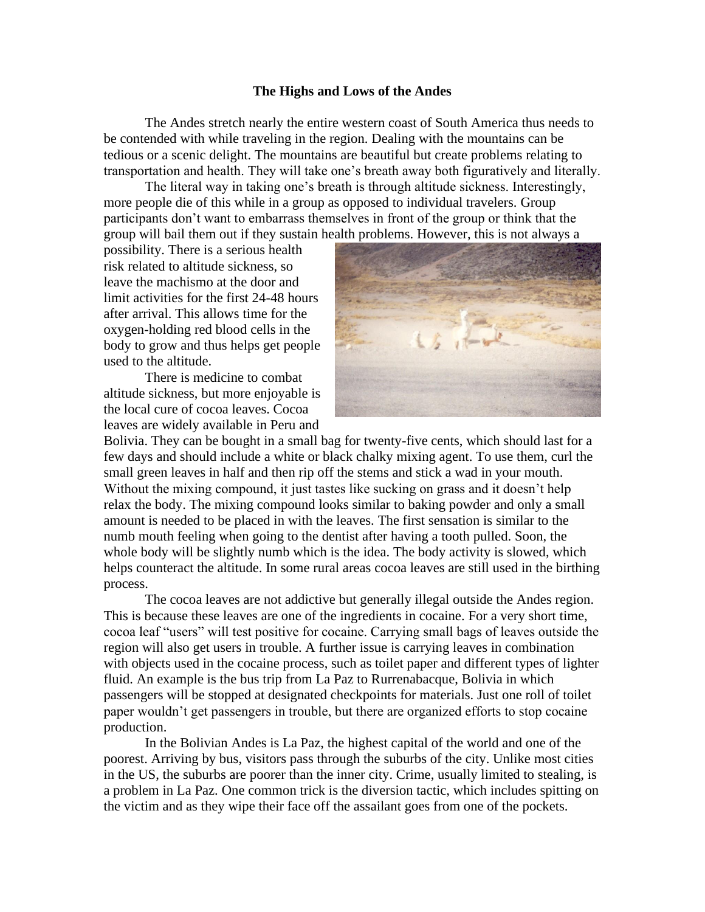# The Highs and Lows of the Andes

The Andes stretch nearly the entire western coast of South America thus needs to be contended with while traveling in the region. Dealing with the mountains can be tedious or a scenic delight. The mountains are beautiful but create problems relating to transportation and health. They will take one's breath away both figuratively and literally.

The literal way in taking one's breath is through altitude sickness. Interestingly, more people die of this while in a group as opposed to individual travelers. Group participants don't want to embarrass themselves in front of the group or think that the group will bail them out if they sustain health problems. However, this is not always a possibility. There is a serious health risk related to altitude sickness, so leave the machismo at the door and limit activities for the first 24-48 hours after arrival. This allows time for the oxygen-holding red blood cells in the body to grow and thus helps get people used to the altitude.

There is medicine to combat altitude sickness, but more enjoyable is the local cure of cocoa leaves. Cocoa leaves are widely available in Peru and Bolivia. They can be bought in a small bag for twenty-five cents, which should last for a few days and should include a white or black chalky mixing agent. To use them, curl the small green leaves in half and then rip off the stems and stick a wad in your mouth. Without the mixing compound, it just tastes like sucking on grass and it doesn't help relax the body. The mixing compound looks similar to baking powder and only a small amount is needed to be placed in with the leaves. The first sensation is similar to the numb mouth feeling when going to the dentist after having a tooth pulled. Soon, the whole body will be slightly numb which is the idea. The body activity is slowed, which helps counteract the altitude. In some rural areas cocoa leaves are still used in the birthing process.

The cocoa leaves are not addictive but generally illegal outside the Andes region. This is because these leaves are one of the ingredients in cocaine. For a very short time, cocoa leaf "users" will test positive for cocaine. Carrying small bags of leaves outside the region will also get users in trouble. A further issue is carrying leaves in combination with objects used in the cocaine process, such as toilet paper and different types of lighter fluid. An example is the bus trip from La Paz to Rurrenabacque, Bolivia in which passengers will be stopped at designated checkpoints for materials. Just one roll of toilet paper wouldn't get passengers in trouble, but there are organized efforts to stop cocaine production.

In the Bolivian Andes is La Paz, the highest capital of the world and one of the poorest. Arriving by bus, visitors pass through the suburbs of the city. Unlike most cities in the US, the suburbs are poorer than the inner city. Crime, usually limited to stealing, is a problem in La Paz. One common trick is the diversion tactic, which includes spitting on the victim and as they wipe their face off the assailant goes from one of the pockets.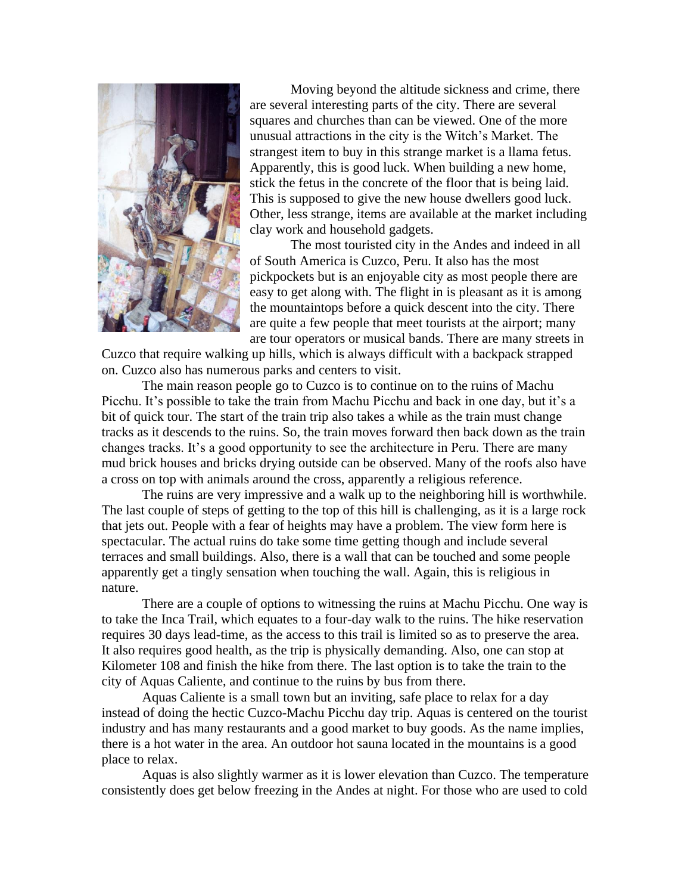Moving beyond the altitude sickness and crime, there are several interesting parts of the city. There are several squares and churches than can be viewed. One of the more unusual attractions in the city is the Witch's Market. The strangest item to buy in this strange market is a llama fetus. Apparently, this is good luck. When building a new home, stick the fetus in the concrete of the floor that is being laid. This is supposed to give the new house dwellers good luck. Other, less strange, items are available at the market including clay work and household gadgets.

The most touristed city in the Andes and indeed in all of South America is Cuzco, Peru. It also has the most pickpockets but is an enjoyable city as most people there are easy to get along with. The flight in is pleasant as it is among the mountaintops before a quick descent into the city. There are quite a few people that meet tourists at the airport; many are tour operators or musical bands. There are many streets in Cuzco that require walking up hills, which is always difficult with a backpack strapped on. Cuzco also has numerous parks and centers to visit.

The main reason people go to Cuzco is to continue on to the ruins of Machu Picchu. It's possible to take the train from Machu Picchu and back in one day, but it's a bit of quick tour. The start of the train trip also takes a while as the train must change tracks as it descends to the ruins. So, the train moves forward then back down as the train changes tracks. It's a good opportunity to see the architecture in Peru. There are many mud brick houses and bricks drying outside can be observed. Many of the roofs also have a cross on top with animals around the cross, apparently a religious reference.

The ruins are very impressive and a walk up to the neighboring hill is worthwhile. The last couple of steps of getting to the top of this hill is challenging, as it is a large rock that jets out. People with a fear of heights may have a problem. The view form here is spectacular. The actual ruins do take some time getting though and include several terraces and small buildings. Also, there is a wall that can be touched and some people apparently get a tingly sensation when touching the wall. Again, this is religious in nature.

There are a couple of options to witnessing the ruins at Machu Picchu. One way is to take the Inca Trail, which equates to a four-day walk to the ruins. The hike reservation requires 30 days lead-time, as the access to this trail is limited so as to preserve the area. It also requires good health, as the trip is physically demanding. Also, one can stop at Kilometer 108 and finish the hike from there. The last option is to take the train to the city of Aquas Caliente, and continue to the ruins by bus from there.

Aquas Caliente is a small town but an inviting, safe place to relax for a day instead of doing the hectic Cuzco-Machu Picchu day trip. Aquas is centered on the tourist industry and has many restaurants and a good market to buy goods. As the name implies, there is a hot water in the area. An outdoor hot sauna located in the mountains is a good place to relax.

Aquas is also slightly warmer as it is lower elevation than Cuzco. The temperature consistently does get below freezing in the Andes at night. For those who are used to cold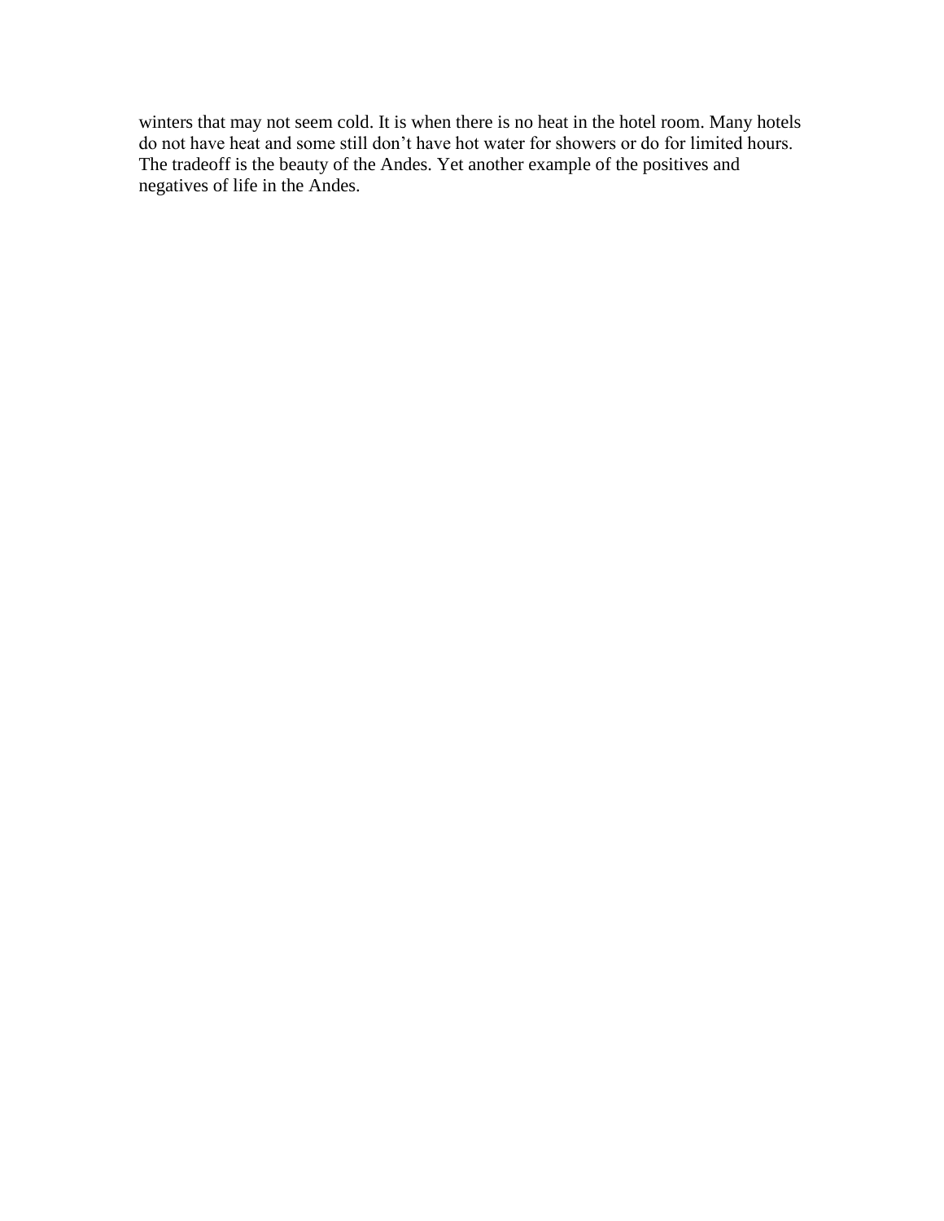winters that may not seem cold. It is when there is no heat in the hotel room. Many hotels do not have heat and some still don't have hot water for showers or do for limited hours. The tradeoff is the beauty of the Andes. Yet another example of the positives and negatives of life in the Andes.